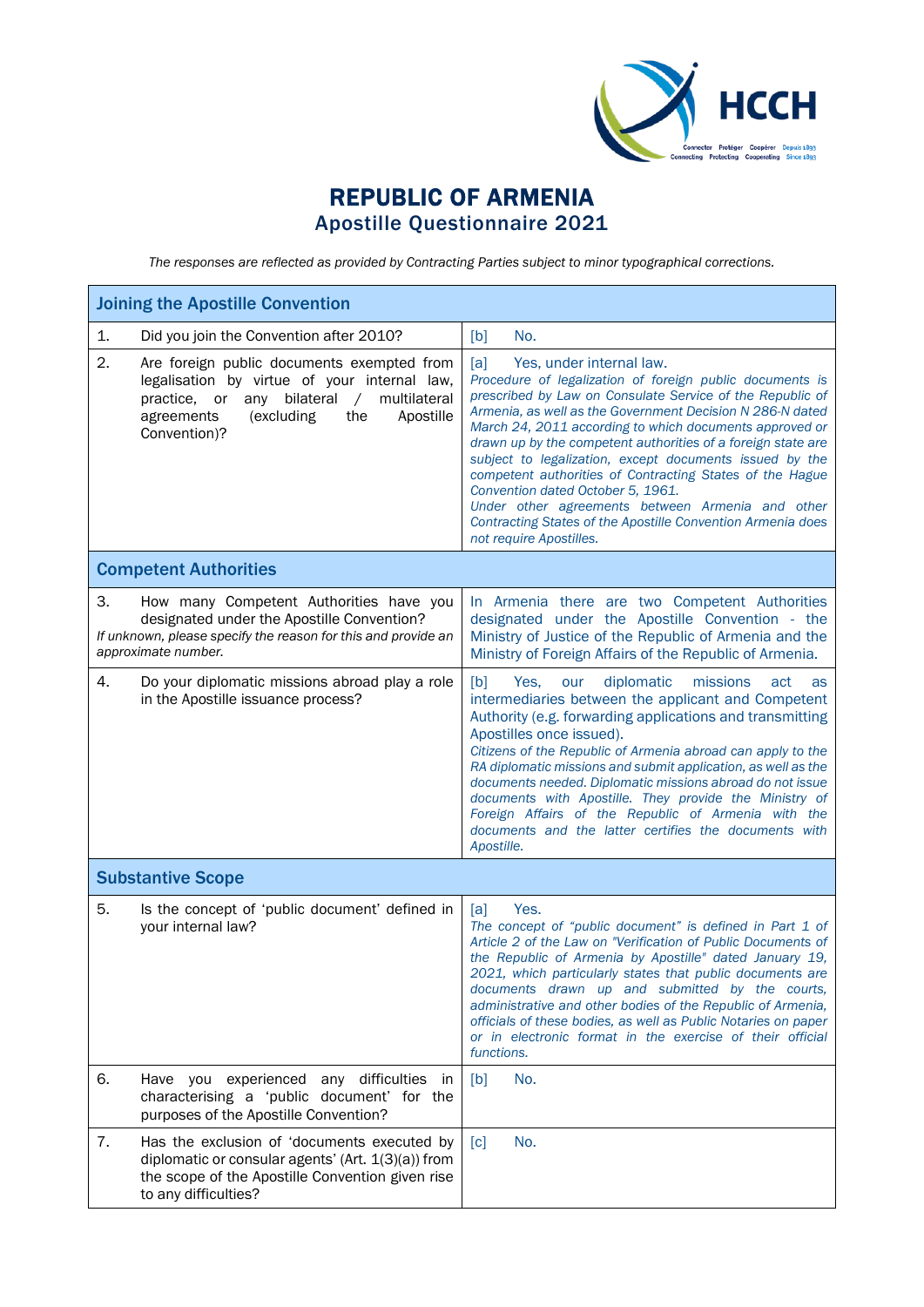# REPUBLIC OF ARMENIA
## Apostille Questionnaire 2021

*The responses are reflected as provided by Contracting Parties subject to minor typographical corrections.*

| **Joining the Apostille Convention** | |
|---|---|
| 1. Did you join the Convention after 2010? | [b] No. |
| 2. Are foreign public documents exempted from legalisation by virtue of your internal law, practice, or any bilateral / multilateral agreements (excluding the Apostille Convention)? | [a] Yes, under internal law.<br>*Procedure of legalization of foreign public documents is prescribed by Law on Consulate Service of the Republic of Armenia, as well as the Government Decision N 286-N dated March 24, 2011 according to which documents approved or drawn up by the competent authorities of a foreign state are subject to legalization, except documents issued by the competent authorities of Contracting States of the Hague Convention dated October 5, 1961.*<br>*Under other agreements between Armenia and other Contracting States of the Apostille Convention Armenia does not require Apostilles.* |
| **Competent Authorities** | |
| 3. How many Competent Authorities have you designated under the Apostille Convention?<br>*If unknown, please specify the reason for this and provide an approximate number.* | In Armenia there are two Competent Authorities designated under the Apostille Convention - the Ministry of Justice of the Republic of Armenia and the Ministry of Foreign Affairs of the Republic of Armenia. |
| 4. Do your diplomatic missions abroad play a role in the Apostille issuance process? | [b] Yes, our diplomatic missions act as intermediaries between the applicant and Competent Authority (e.g. forwarding applications and transmitting Apostilles once issued).<br>*Citizens of the Republic of Armenia abroad can apply to the RA diplomatic missions and submit application, as well as the documents needed. Diplomatic missions abroad do not issue documents with Apostille. They provide the Ministry of Foreign Affairs of the Republic of Armenia with the documents and the latter certifies the documents with Apostille.* |
| **Substantive Scope** | |
| 5. Is the concept of 'public document' defined in your internal law? | [a] Yes.<br>*The concept of "public document" is defined in Part 1 of Article 2 of the Law on "Verification of Public Documents of the Republic of Armenia by Apostille" dated January 19, 2021, which particularly states that public documents are documents drawn up and submitted by the courts, administrative and other bodies of the Republic of Armenia, officials of these bodies, as well as Public Notaries on paper or in electronic format in the exercise of their official functions.* |
| 6. Have you experienced any difficulties in characterising a 'public document' for the purposes of the Apostille Convention? | [b] No. |
| 7. Has the exclusion of 'documents executed by diplomatic or consular agents' (Art. 1(3)(a)) from the scope of the Apostille Convention given rise to any difficulties? | [c] No. |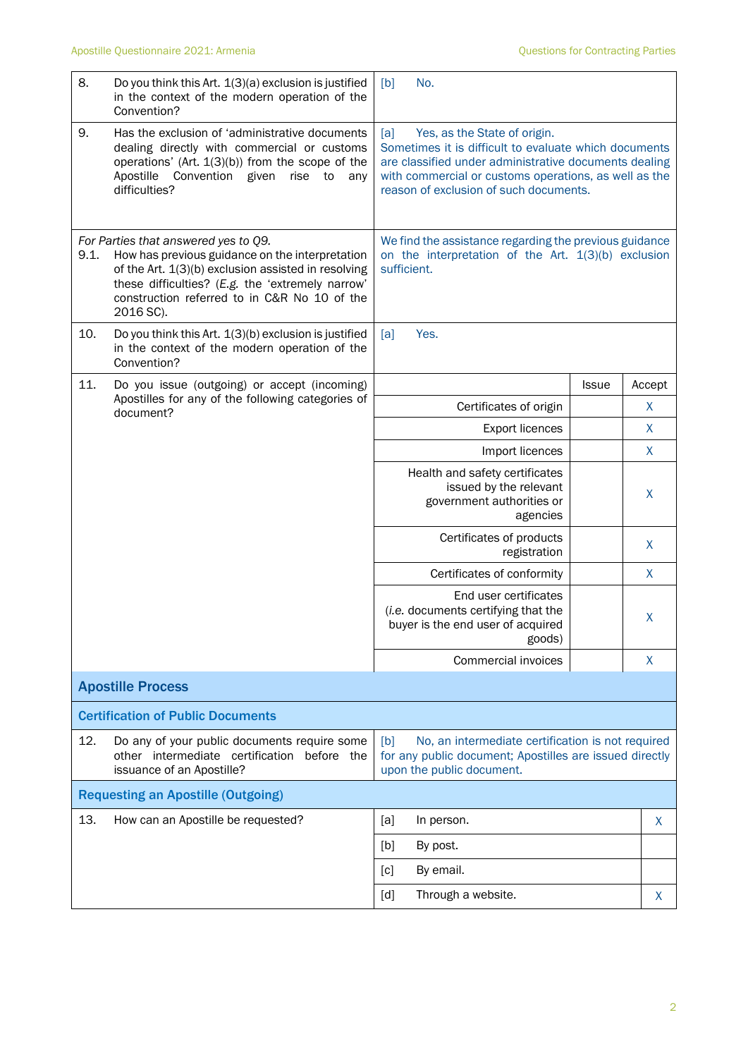| | | |
|---|---|---|
| 8. | Do you think this Art. 1(3)(a) exclusion is justified in the context of the modern operation of the Convention? | [b] No. |
| 9. | Has the exclusion of 'administrative documents dealing directly with commercial or customs operations' (Art. 1(3)(b)) from the scope of the Apostille Convention given rise to any difficulties? | [a] Yes, as the State of origin. Sometimes it is difficult to evaluate which documents are classified under administrative documents dealing with commercial or customs operations, as well as the reason of exclusion of such documents. |
| 9.1. | *For Parties that answered yes to Q9.* How has previous guidance on the interpretation of the Art. 1(3)(b) exclusion assisted in resolving these difficulties? (*E.g.* the 'extremely narrow' construction referred to in C&R No 10 of the 2016 SC). | We find the assistance regarding the previous guidance on the interpretation of the Art. 1(3)(b) exclusion sufficient. |
| 10. | Do you think this Art. 1(3)(b) exclusion is justified in the context of the modern operation of the Convention? | [a] Yes. |

11. Do you issue (outgoing) or accept (incoming) Apostilles for any of the following categories of document?

| | Issue | Accept |
|---|---|---|
| Certificates of origin | | X |
| Export licences | | X |
| Import licences | | X |
| Health and safety certificates issued by the relevant government authorities or agencies | | X |
| Certificates of products registration | | X |
| Certificates of conformity | | X |
| End user certificates (*i.e.* documents certifying that the buyer is the end user of acquired goods) | | X |
| Commercial invoices | | X |

## Apostille Process

### Certification of Public Documents

| | | |
|---|---|---|
| 12. | Do any of your public documents require some other intermediate certification before the issuance of an Apostille? | [b] No, an intermediate certification is not required for any public document; Apostilles are issued directly upon the public document. |

### Requesting an Apostille (Outgoing)

13. How can an Apostille be requested?

| | | |
|---|---|---|
| [a] | In person. | X |
| [b] | By post. | |
| [c] | By email. | |
| [d] | Through a website. | X |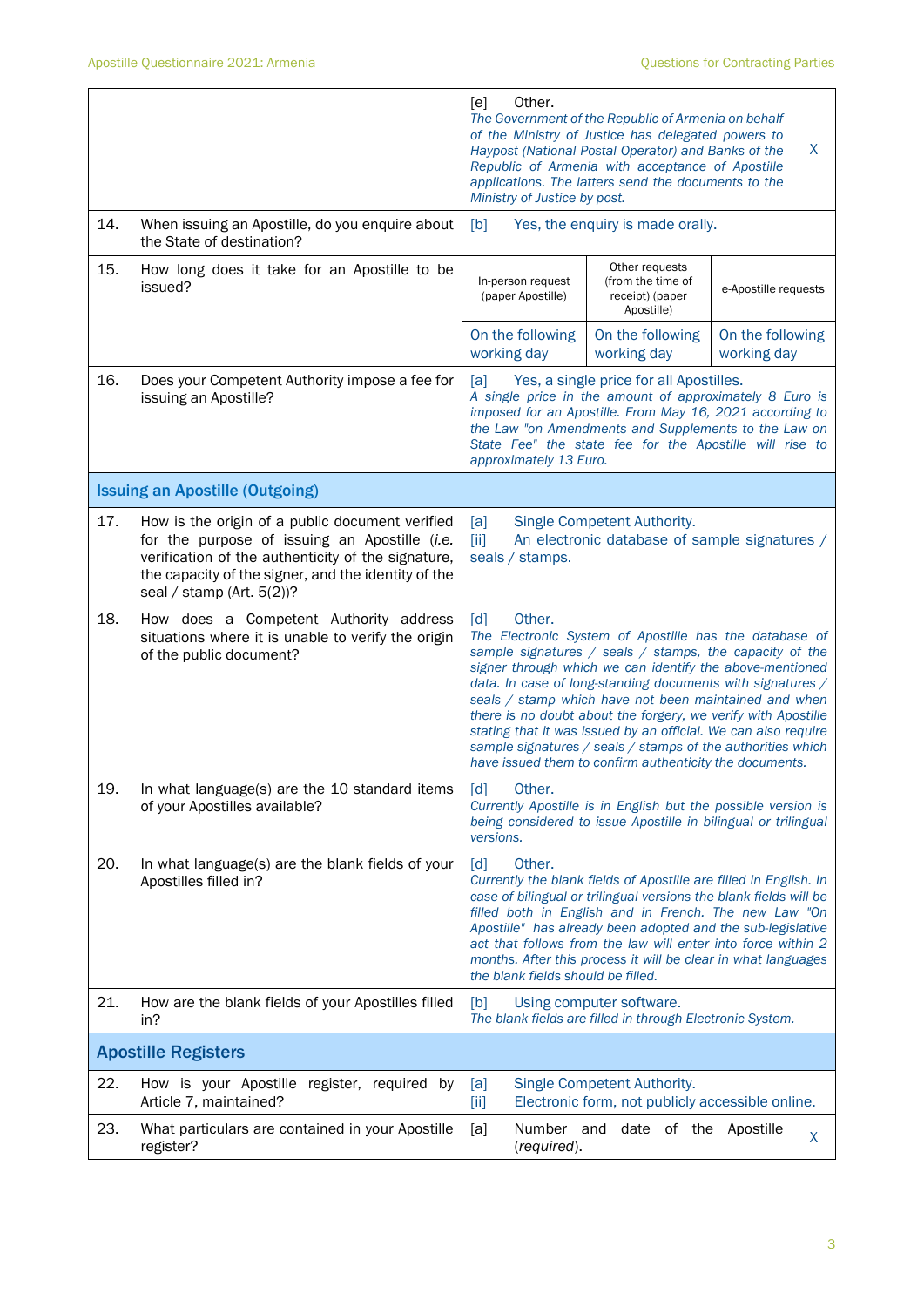| | | | | |
|---|---|---|---|---|
| | | [e] Other.<br>*The Government of the Republic of Armenia on behalf of the Ministry of Justice has delegated powers to Haypost (National Postal Operator) and Banks of the Republic of Armenia with acceptance of Apostille applications. The latters send the documents to the Ministry of Justice by post.* | | X |
| 14. | When issuing an Apostille, do you enquire about the State of destination? | [b] Yes, the enquiry is made orally. | | |
| 15. | How long does it take for an Apostille to be issued? | In-person request (paper Apostille) | Other requests (from the time of receipt) (paper Apostille) | e-Apostille requests |
| | | On the following working day | On the following working day | On the following working day |
| 16. | Does your Competent Authority impose a fee for issuing an Apostille? | [a] Yes, a single price for all Apostilles.<br>*A single price in the amount of approximately 8 Euro is imposed for an Apostille. From May 16, 2021 according to the Law "on Amendments and Supplements to the Law on State Fee" the state fee for the Apostille will rise to approximately 13 Euro.* | | |

## Issuing an Apostille (Outgoing)

| | | | |
|---|---|---|---|
| 17. | How is the origin of a public document verified for the purpose of issuing an Apostille (*i.e.* verification of the authenticity of the signature, the capacity of the signer, and the identity of the seal / stamp (Art. 5(2))? | [a] Single Competent Authority.<br>[ii] An electronic database of sample signatures / seals / stamps. | |
| 18. | How does a Competent Authority address situations where it is unable to verify the origin of the public document? | [d] Other.<br>*The Electronic System of Apostille has the database of sample signatures / seals / stamps, the capacity of the signer through which we can identify the above-mentioned data. In case of long-standing documents with signatures / seals / stamp which have not been maintained and when there is no doubt about the forgery, we verify with Apostille stating that it was issued by an official. We can also require sample signatures / seals / stamps of the authorities which have issued them to confirm authenticity the documents.* | |
| 19. | In what language(s) are the 10 standard items of your Apostilles available? | [d] Other.<br>*Currently Apostille is in English but the possible version is being considered to issue Apostille in bilingual or trilingual versions.* | |
| 20. | In what language(s) are the blank fields of your Apostilles filled in? | [d] Other.<br>*Currently the blank fields of Apostille are filled in English. In case of bilingual or trilingual versions the blank fields will be filled both in English and in French. The new Law "On Apostille" has already been adopted and the sub-legislative act that follows from the law will enter into force within 2 months. After this process it will be clear in what languages the blank fields should be filled.* | |
| 21. | How are the blank fields of your Apostilles filled in? | [b] Using computer software.<br>*The blank fields are filled in through Electronic System.* | |

## Apostille Registers

| | | | |
|---|---|---|---|
| 22. | How is your Apostille register, required by Article 7, maintained? | [a] Single Competent Authority.<br>[ii] Electronic form, not publicly accessible online. | |
| 23. | What particulars are contained in your Apostille register? | [a] Number and date of the Apostille (*required*). | X |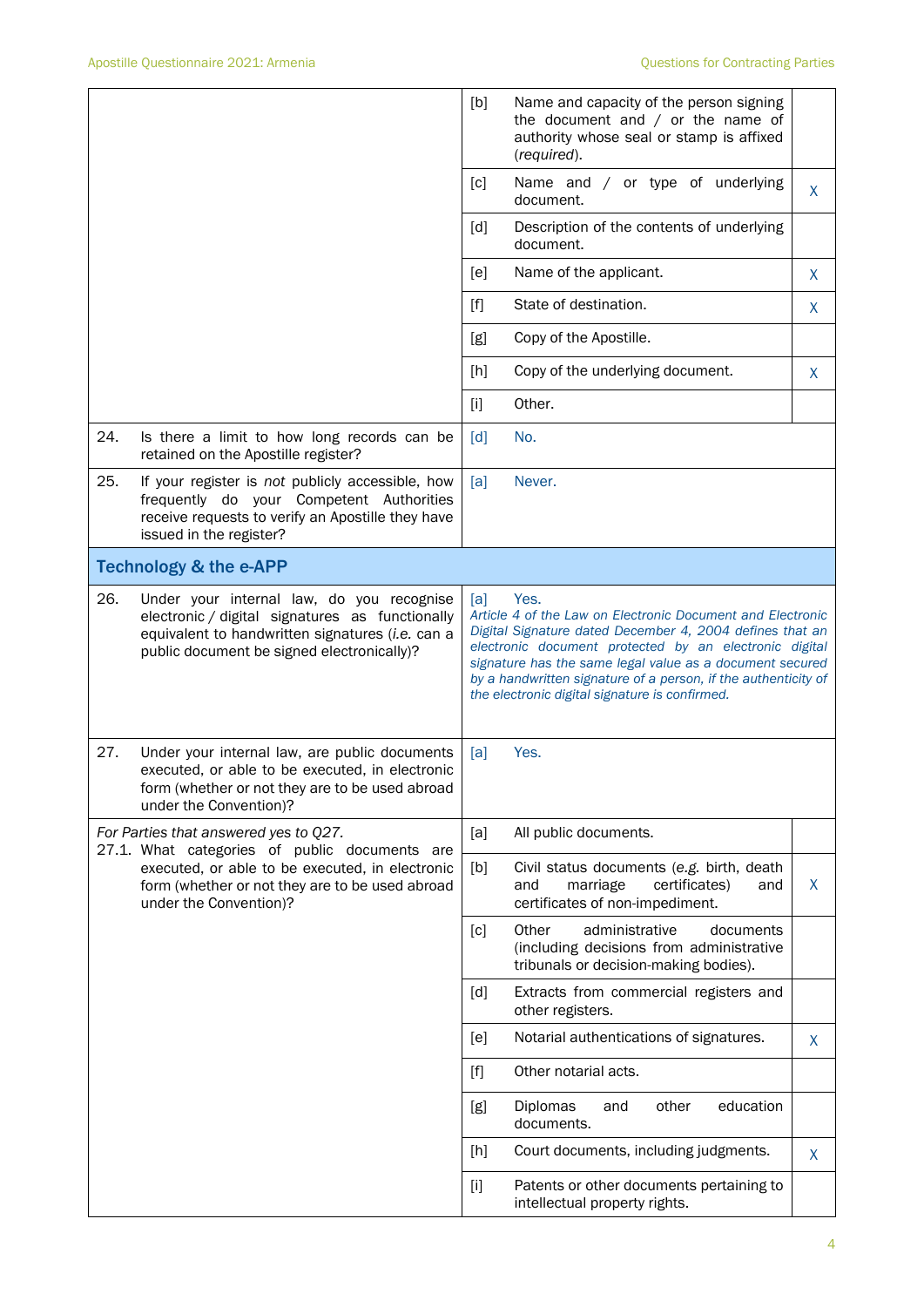| | | | |
|---|---|---|---|
| | [b] | Name and capacity of the person signing the document and / or the name of authority whose seal or stamp is affixed (*required*). | |
| | [c] | Name and / or type of underlying document. | X |
| | [d] | Description of the contents of underlying document. | |
| | [e] | Name of the applicant. | X |
| | [f] | State of destination. | X |
| | [g] | Copy of the Apostille. | |
| | [h] | Copy of the underlying document. | X |
| | [i] | Other. | |
| 24. Is there a limit to how long records can be retained on the Apostille register? | [d] | No. | |
| 25. If your register is *not* publicly accessible, how frequently do your Competent Authorities receive requests to verify an Apostille they have issued in the register? | [a] | Never. | |

## Technology & the e-APP

| | | | |
|---|---|---|---|
| 26. Under your internal law, do you recognise electronic / digital signatures as functionally equivalent to handwritten signatures (*i.e.* can a public document be signed electronically)? | [a] | Yes. *Article 4 of the Law on Electronic Document and Electronic Digital Signature dated December 4, 2004 defines that an electronic document protected by an electronic digital signature has the same legal value as a document secured by a handwritten signature of a person, if the authenticity of the electronic digital signature is confirmed.* | |
| 27. Under your internal law, are public documents executed, or able to be executed, in electronic form (whether or not they are to be used abroad under the Convention)? | [a] | Yes. | |
| *For Parties that answered yes to Q27.* 27.1. What categories of public documents are executed, or able to be executed, in electronic form (whether or not they are to be used abroad under the Convention)? | [a] | All public documents. | |
| | [b] | Civil status documents (*e.g.* birth, death and marriage certificates) and certificates of non-impediment. | X |
| | [c] | Other administrative documents (including decisions from administrative tribunals or decision-making bodies). | |
| | [d] | Extracts from commercial registers and other registers. | |
| | [e] | Notarial authentications of signatures. | X |
| | [f] | Other notarial acts. | |
| | [g] | Diplomas and other education documents. | |
| | [h] | Court documents, including judgments. | X |
| | [i] | Patents or other documents pertaining to intellectual property rights. | |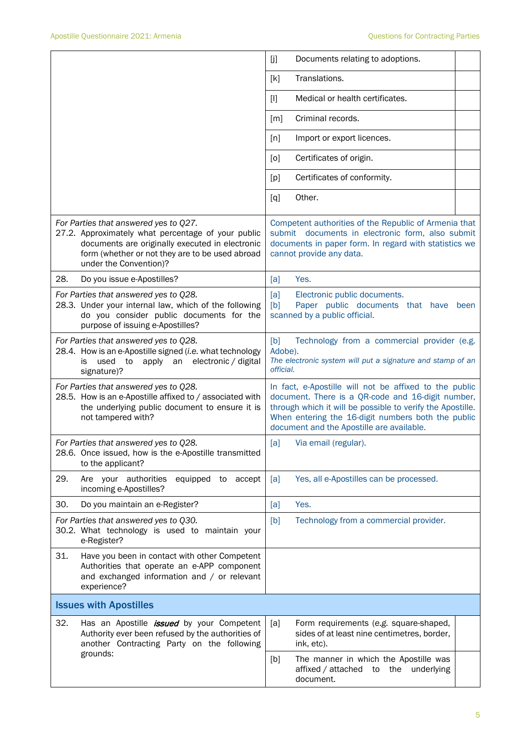| | | | |
|---|---|---|---|
| | [j] | Documents relating to adoptions. | |
| | [k] | Translations. | |
| | [l] | Medical or health certificates. | |
| | [m] | Criminal records. | |
| | [n] | Import or export licences. | |
| | [o] | Certificates of origin. | |
| | [p] | Certificates of conformity. | |
| | [q] | Other. | |
| *For Parties that answered yes to Q27.* 27.2. Approximately what percentage of your public documents are originally executed in electronic form (whether or not they are to be used abroad under the Convention)? | Competent authorities of the Republic of Armenia that submit documents in electronic form, also submit documents in paper form. In regard with statistics we cannot provide any data. | | |
| 28. Do you issue e-Apostilles? | [a] Yes. | | |
| *For Parties that answered yes to Q28.* 28.3. Under your internal law, which of the following do you consider public documents for the purpose of issuing e-Apostilles? | [a] Electronic public documents. [b] Paper public documents that have been scanned by a public official. | | |
| *For Parties that answered yes to Q28.* 28.4. How is an e-Apostille signed (*i.e.* what technology is used to apply an electronic / digital signature)? | [b] Technology from a commercial provider (e.g. Adobe). *The electronic system will put a signature and stamp of an official.* | | |
| *For Parties that answered yes to Q28.* 28.5. How is an e-Apostille affixed to / associated with the underlying public document to ensure it is not tampered with? | In fact, e-Apostille will not be affixed to the public document. There is a QR-code and 16-digit number, through which it will be possible to verify the Apostille. When entering the 16-digit numbers both the public document and the Apostille are available. | | |
| *For Parties that answered yes to Q28.* 28.6. Once issued, how is the e-Apostille transmitted to the applicant? | [a] Via email (regular). | | |
| 29. Are your authorities equipped to accept incoming e-Apostilles? | [a] Yes, all e-Apostilles can be processed. | | |
| 30. Do you maintain an e-Register? | [a] Yes. | | |
| *For Parties that answered yes to Q30.* 30.2. What technology is used to maintain your e-Register? | [b] Technology from a commercial provider. | | |
| 31. Have you been in contact with other Competent Authorities that operate an e-APP component and exchanged information and / or relevant experience? | | | |

## Issues with Apostilles

| | | | |
|---|---|---|---|
| 32. Has an Apostille ***issued*** by your Competent Authority ever been refused by the authorities of another Contracting Party on the following grounds: | [a] | Form requirements (e.g. square-shaped, sides of at least nine centimetres, border, ink, etc). | |
| | [b] | The manner in which the Apostille was affixed / attached to the underlying document. | |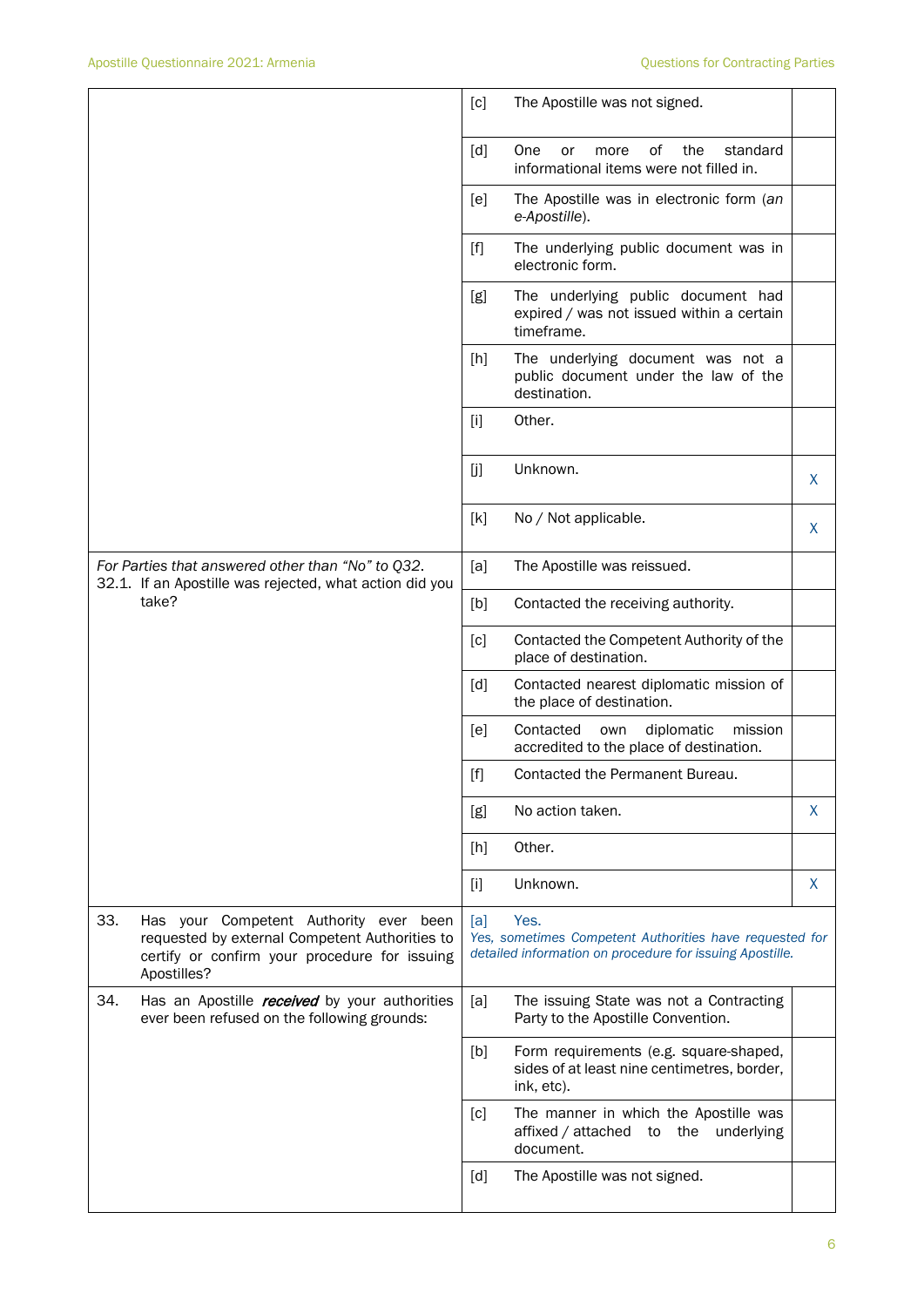| | | | |
|---|---|---|---|
| | [c] | The Apostille was not signed. | |
| | [d] | One or more of the standard informational items were not filled in. | |
| | [e] | The Apostille was in electronic form (*an e-Apostille*). | |
| | [f] | The underlying public document was in electronic form. | |
| | [g] | The underlying public document had expired / was not issued within a certain timeframe. | |
| | [h] | The underlying document was not a public document under the law of the destination. | |
| | [i] | Other. | |
| | [j] | Unknown. | X |
| | [k] | No / Not applicable. | X |
| *For Parties that answered other than "No" to Q32.* 32.1. If an Apostille was rejected, what action did you take? | [a] | The Apostille was reissued. | |
| | [b] | Contacted the receiving authority. | |
| | [c] | Contacted the Competent Authority of the place of destination. | |
| | [d] | Contacted nearest diplomatic mission of the place of destination. | |
| | [e] | Contacted own diplomatic mission accredited to the place of destination. | |
| | [f] | Contacted the Permanent Bureau. | |
| | [g] | No action taken. | X |
| | [h] | Other. | |
| | [i] | Unknown. | X |
| 33. Has your Competent Authority ever been requested by external Competent Authorities to certify or confirm your procedure for issuing Apostilles? | [a] | Yes. *Yes, sometimes Competent Authorities have requested for detailed information on procedure for issuing Apostille.* | |
| 34. Has an Apostille ***received*** by your authorities ever been refused on the following grounds: | [a] | The issuing State was not a Contracting Party to the Apostille Convention. | |
| | [b] | Form requirements (e.g. square-shaped, sides of at least nine centimetres, border, ink, etc). | |
| | [c] | The manner in which the Apostille was affixed / attached to the underlying document. | |
| | [d] | The Apostille was not signed. | |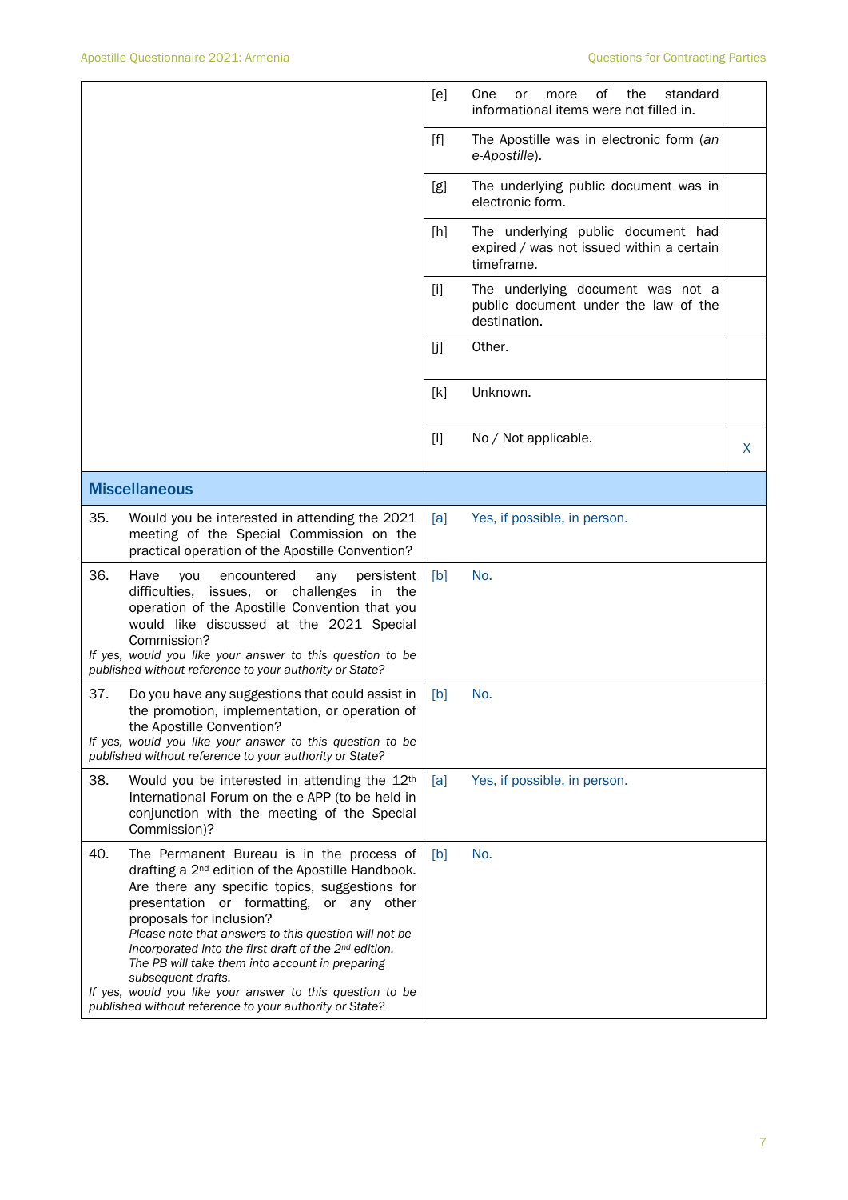| | | | |
|---|---|---|---|
| | [e] | One or more of the standard informational items were not filled in. | |
| | [f] | The Apostille was in electronic form (*an e-Apostille*). | |
| | [g] | The underlying public document was in electronic form. | |
| | [h] | The underlying public document had expired / was not issued within a certain timeframe. | |
| | [i] | The underlying document was not a public document under the law of the destination. | |
| | [j] | Other. | |
| | [k] | Unknown. | |
| | [l] | No / Not applicable. | X |

## Miscellaneous

| | | |
|---|---|---|
| 35. Would you be interested in attending the 2021 meeting of the Special Commission on the practical operation of the Apostille Convention? | [a] | Yes, if possible, in person. |
| 36. Have you encountered any persistent difficulties, issues, or challenges in the operation of the Apostille Convention that you would like discussed at the 2021 Special Commission? *If yes, would you like your answer to this question to be published without reference to your authority or State?* | [b] | No. |
| 37. Do you have any suggestions that could assist in the promotion, implementation, or operation of the Apostille Convention? *If yes, would you like your answer to this question to be published without reference to your authority or State?* | [b] | No. |
| 38. Would you be interested in attending the 12th International Forum on the e-APP (to be held in conjunction with the meeting of the Special Commission)? | [a] | Yes, if possible, in person. |
| 40. The Permanent Bureau is in the process of drafting a 2nd edition of the Apostille Handbook. Are there any specific topics, suggestions for presentation or formatting, or any other proposals for inclusion? *Please note that answers to this question will not be incorporated into the first draft of the 2nd edition. The PB will take them into account in preparing subsequent drafts.* *If yes, would you like your answer to this question to be published without reference to your authority or State?* | [b] | No. |